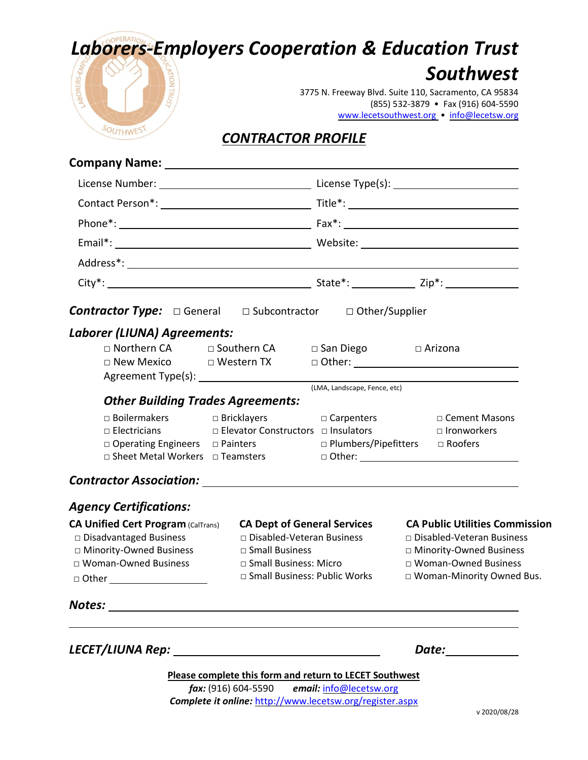# Laborers-Employers Cooperation & Education Trust Southwest

3775 N. Freeway Blvd. Suite 110, Sacramento, CA 95834
(855) 532-3879 • Fax (916) 604-5590
www.lecetsouthwest.org • info@lecetsw.org

## CONTRACTOR PROFILE

**Company Name:** ______________________________

License Number: ____________________ License Type(s): ____________________

Contact Person*: ____________________ Title*: ____________________

Phone*: ____________________ Fax*: ____________________

Email*: ____________________ Website: ____________________

Address*: ______________________________

City*: ____________________ State*: __________ Zip*: __________

***Contractor Type:*** □ General □ Subcontractor □ Other/Supplier

### *Laborer (LIUNA) Agreements:*

□ Northern CA □ Southern CA □ San Diego □ Arizona
□ New Mexico □ Western TX □ Other: ____________________

Agreement Type(s): ______________________________
(LMA, Landscape, Fence, etc)

### *Other Building Trades Agreements:*

□ Boilermakers □ Bricklayers □ Carpenters □ Cement Masons
□ Electricians □ Elevator Constructors □ Insulators □ Ironworkers
□ Operating Engineers □ Painters □ Plumbers/Pipefitters □ Roofers
□ Sheet Metal Workers □ Teamsters □ Other: ____________________

***Contractor Association:*** ______________________________

### *Agency Certifications:*

**CA Unified Cert Program** (CalTrans)
□ Disadvantaged Business
□ Minority-Owned Business
□ Woman-Owned Business
□ Other ____________________

**CA Dept of General Services**
□ Disabled-Veteran Business
□ Small Business
□ Small Business: Micro
□ Small Business: Public Works

**CA Public Utilities Commission**
□ Disabled-Veteran Business
□ Minority-Owned Business
□ Woman-Owned Business
□ Woman-Minority Owned Bus.

***Notes:*** ______________________________

______________________________

***LECET/LIUNA Rep:*** ____________________ ***Date:*** __________

**Please complete this form and return to LECET Southwest**

***fax:*** (916) 604-5590 ***email:*** info@lecetsw.org

***Complete it online:*** http://www.lecetsw.org/register.aspx

v 2020/08/28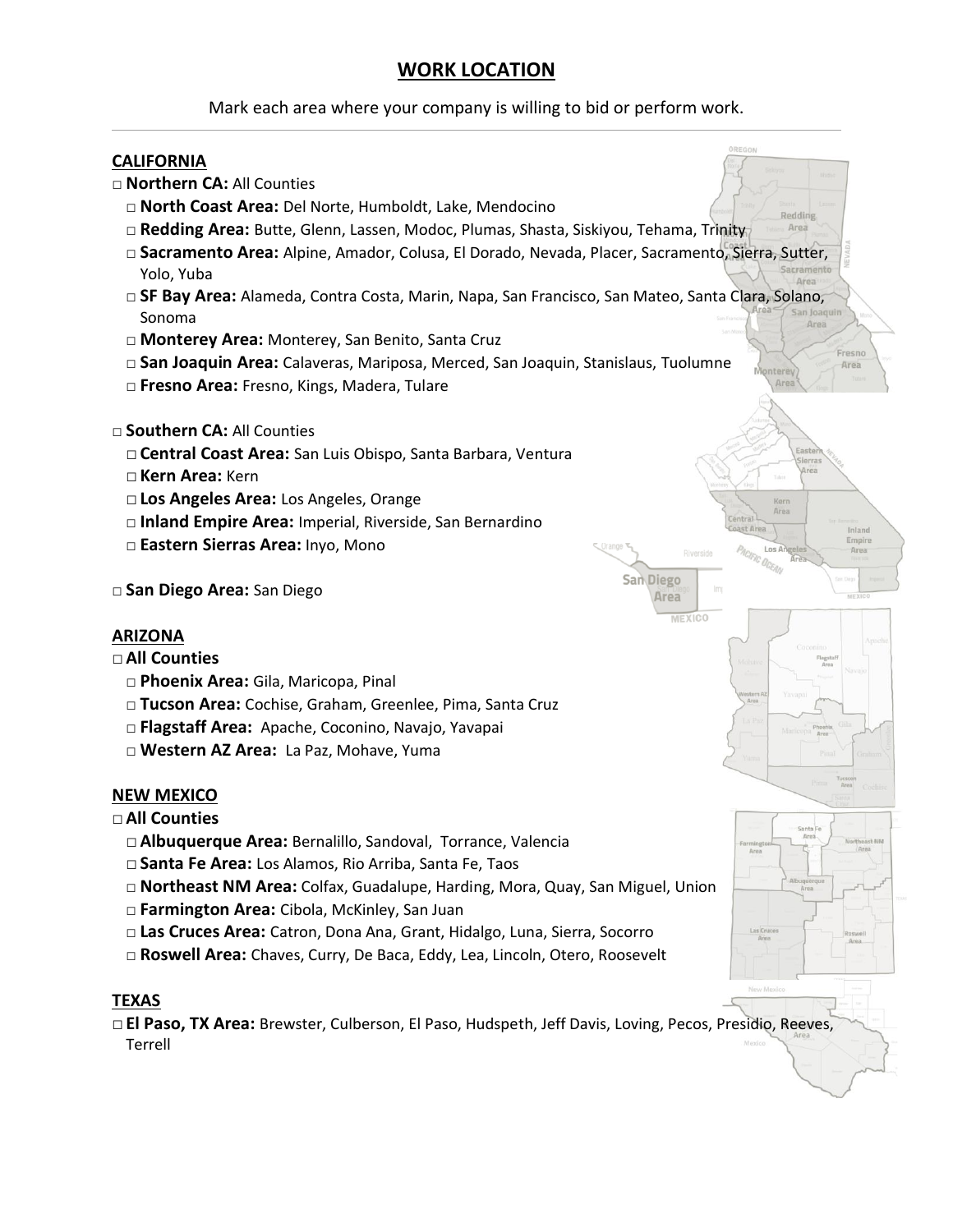## WORK LOCATION

Mark each area where your company is willing to bid or perform work.

---

### CALIFORNIA

□ **Northern CA:** All Counties

- □ **North Coast Area:** Del Norte, Humboldt, Lake, Mendocino
- □ **Redding Area:** Butte, Glenn, Lassen, Modoc, Plumas, Shasta, Siskiyou, Tehama, Trinity
- □ **Sacramento Area:** Alpine, Amador, Colusa, El Dorado, Nevada, Placer, Sacramento, Sierra, Sutter, Yolo, Yuba
- □ **SF Bay Area:** Alameda, Contra Costa, Marin, Napa, San Francisco, San Mateo, Santa Clara, Solano, Sonoma
- □ **Monterey Area:** Monterey, San Benito, Santa Cruz
- □ **San Joaquin Area:** Calaveras, Mariposa, Merced, San Joaquin, Stanislaus, Tuolumne
- □ **Fresno Area:** Fresno, Kings, Madera, Tulare

□ **Southern CA:** All Counties

- □ **Central Coast Area:** San Luis Obispo, Santa Barbara, Ventura
- □ **Kern Area:** Kern
- □ **Los Angeles Area:** Los Angeles, Orange
- □ **Inland Empire Area:** Imperial, Riverside, San Bernardino
- □ **Eastern Sierras Area:** Inyo, Mono

□ **San Diego Area:** San Diego

### ARIZONA

□ **All Counties**

- □ **Phoenix Area:** Gila, Maricopa, Pinal
- □ **Tucson Area:** Cochise, Graham, Greenlee, Pima, Santa Cruz
- □ **Flagstaff Area:** Apache, Coconino, Navajo, Yavapai
- □ **Western AZ Area:** La Paz, Mohave, Yuma

### NEW MEXICO

□ **All Counties**

- □ **Albuquerque Area:** Bernalillo, Sandoval, Torrance, Valencia
- □ **Santa Fe Area:** Los Alamos, Rio Arriba, Santa Fe, Taos
- □ **Northeast NM Area:** Colfax, Guadalupe, Harding, Mora, Quay, San Miguel, Union
- □ **Farmington Area:** Cibola, McKinley, San Juan
- □ **Las Cruces Area:** Catron, Dona Ana, Grant, Hidalgo, Luna, Sierra, Socorro
- □ **Roswell Area:** Chaves, Curry, De Baca, Eddy, Lea, Lincoln, Otero, Roosevelt

### TEXAS

□ **El Paso, TX Area:** Brewster, Culberson, El Paso, Hudspeth, Jeff Davis, Loving, Pecos, Presidio, Reeves, Terrell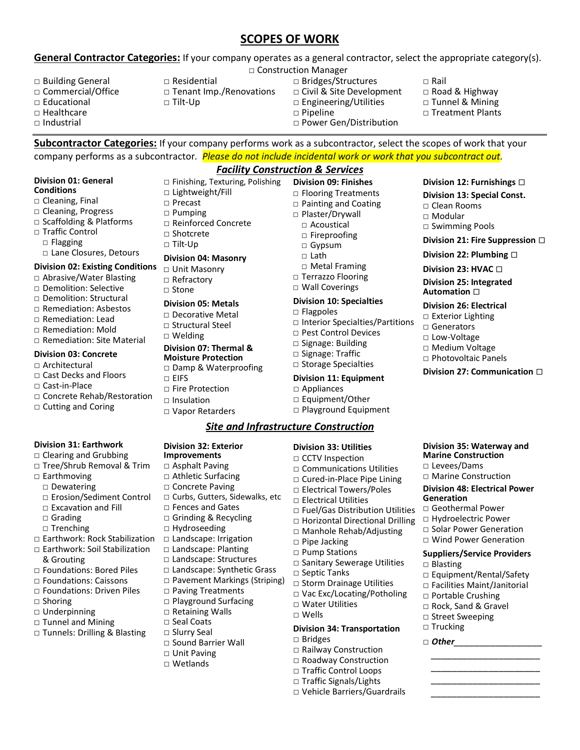# SCOPES OF WORK

**General Contractor Categories:** If your company operates as a general contractor, select the appropriate category(s).

□ Construction Manager

- □ Building General
- □ Commercial/Office
- □ Educational
- □ Healthcare
- □ Industrial
- □ Residential
- □ Tenant Imp./Renovations
- □ Tilt-Up
- □ Bridges/Structures
- □ Civil & Site Development
- □ Engineering/Utilities
- □ Pipeline
- □ Power Gen/Distribution
- □ Rail
- □ Road & Highway
- □ Tunnel & Mining
- □ Treatment Plants

---

**Subcontractor Categories:** If your company performs work as a subcontractor, select the scopes of work that your company performs as a subcontractor. *Please do not include incidental work or work that you subcontract out.*

## *Facility Construction & Services*

**Division 01: General Conditions**
- □ Cleaning, Final
- □ Cleaning, Progress
- □ Scaffolding & Platforms
- □ Traffic Control
  - □ Flagging
  - □ Lane Closures, Detours

**Division 02: Existing Conditions**
- □ Abrasive/Water Blasting
- □ Demolition: Selective
- □ Demolition: Structural
- □ Remediation: Asbestos
- □ Remediation: Lead
- □ Remediation: Mold
- □ Remediation: Site Material

**Division 03: Concrete**
- □ Architectural
- □ Cast Decks and Floors
- □ Cast-in-Place
- □ Concrete Rehab/Restoration
- □ Cutting and Coring
- □ Finishing, Texturing, Polishing
- □ Lightweight/Fill
- □ Precast
- □ Pumping
- □ Reinforced Concrete
- □ Shotcrete
- □ Tilt-Up

**Division 04: Masonry**
- □ Unit Masonry
- □ Refractory
- □ Stone

**Division 05: Metals**
- □ Decorative Metal
- □ Structural Steel
- □ Welding

**Division 07: Thermal & Moisture Protection**
- □ Damp & Waterproofing
- □ EIFS
- □ Fire Protection
- □ Insulation
- □ Vapor Retarders

**Division 09: Finishes**
- □ Flooring Treatments
- □ Painting and Coating
- □ Plaster/Drywall
  - □ Acoustical
  - □ Fireproofing
  - □ Gypsum
  - □ Lath
  - □ Metal Framing
- □ Terrazzo Flooring
- □ Wall Coverings

**Division 10: Specialties**
- □ Flagpoles
- □ Interior Specialties/Partitions
- □ Pest Control Devices
- □ Signage: Building
- □ Signage: Traffic
- □ Storage Specialties

**Division 11: Equipment**
- □ Appliances
- □ Equipment/Other
- □ Playground Equipment

**Division 12: Furnishings □**

**Division 13: Special Const.**
- □ Clean Rooms
- □ Modular
- □ Swimming Pools

**Division 21: Fire Suppression □**

**Division 22: Plumbing □**

**Division 23: HVAC □**

**Division 25: Integrated Automation □**

**Division 26: Electrical**
- □ Exterior Lighting
- □ Generators
- □ Low-Voltage
- □ Medium Voltage
- □ Photovoltaic Panels

**Division 27: Communication □**

## *Site and Infrastructure Construction*

**Division 31: Earthwork**
- □ Clearing and Grubbing
- □ Tree/Shrub Removal & Trim
- □ Earthmoving
  - □ Dewatering
  - □ Erosion/Sediment Control
  - □ Excavation and Fill
  - □ Grading
  - □ Trenching
- □ Earthwork: Rock Stabilization
- □ Earthwork: Soil Stabilization & Grouting
- □ Foundations: Bored Piles
- □ Foundations: Caissons
- □ Foundations: Driven Piles
- □ Shoring
- □ Underpinning
- □ Tunnel and Mining
- □ Tunnels: Drilling & Blasting

**Division 32: Exterior Improvements**
- □ Asphalt Paving
- □ Athletic Surfacing
- □ Concrete Paving
- □ Curbs, Gutters, Sidewalks, etc
- □ Fences and Gates
- □ Grinding & Recycling
- □ Hydroseeding
- □ Landscape: Irrigation
- □ Landscape: Planting
- □ Landscape: Structures
- □ Landscape: Synthetic Grass
- □ Pavement Markings (Striping)
- □ Paving Treatments
- □ Playground Surfacing
- □ Retaining Walls
- □ Seal Coats
- □ Slurry Seal
- □ Sound Barrier Wall
- □ Unit Paving
- □ Wetlands

**Division 33: Utilities**
- □ CCTV Inspection
- □ Communications Utilities
- □ Cured-in-Place Pipe Lining
- □ Electrical Towers/Poles
- □ Electrical Utilities
- □ Fuel/Gas Distribution Utilities
- □ Horizontal Directional Drilling
- □ Manhole Rehab/Adjusting
- □ Pipe Jacking
- □ Pump Stations
- □ Sanitary Sewerage Utilities
- □ Septic Tanks
- □ Storm Drainage Utilities
- □ Vac Exc/Locating/Potholing
- □ Water Utilities
- □ Wells

**Division 34: Transportation**
- □ Bridges
- □ Railway Construction
- □ Roadway Construction
- □ Traffic Control Loops
- □ Traffic Signals/Lights
- □ Vehicle Barriers/Guardrails

**Division 35: Waterway and Marine Construction**
- □ Levees/Dams
- □ Marine Construction

**Division 48: Electrical Power Generation**
- □ Geothermal Power
- □ Hydroelectric Power
- □ Solar Power Generation
- □ Wind Power Generation

**Suppliers/Service Providers**
- □ Blasting
- □ Equipment/Rental/Safety
- □ Facilities Maint/Janitorial
- □ Portable Crushing
- □ Rock, Sand & Gravel
- □ Street Sweeping
- □ Trucking

□ ***Other***___________________

_______________________

_______________________

_______________________

_______________________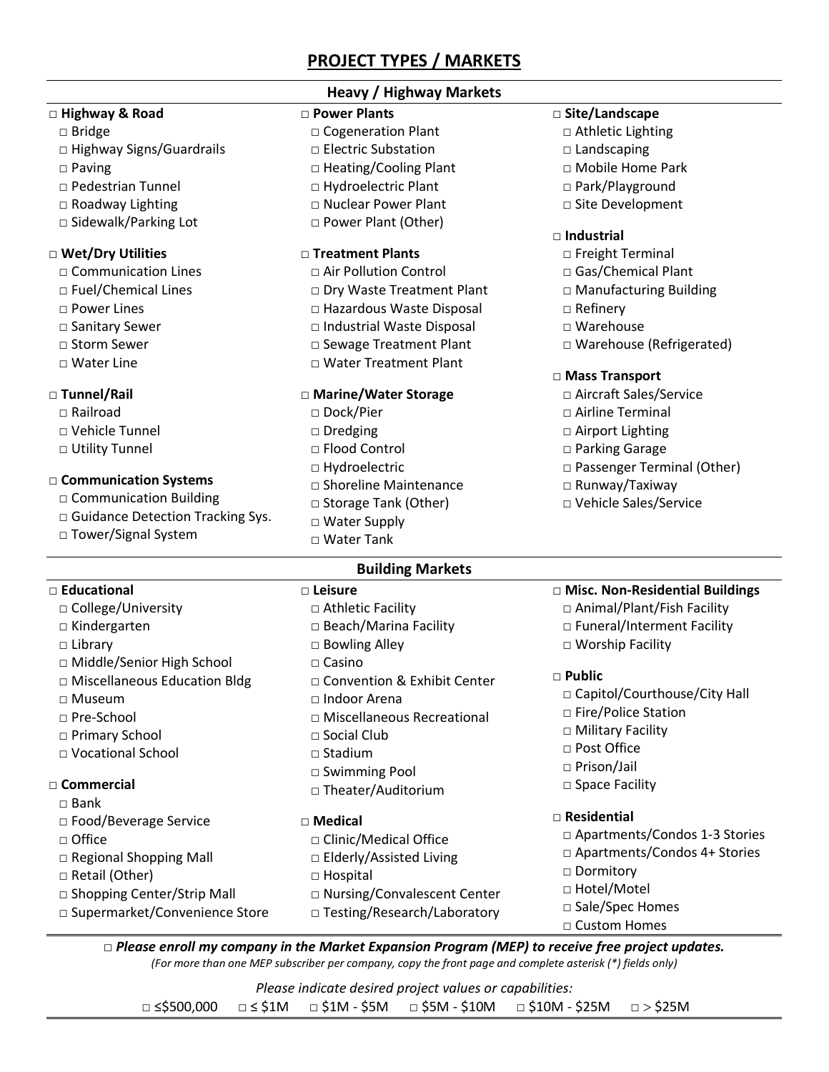# PROJECT TYPES / MARKETS

## Heavy / Highway Markets

- □ **Highway & Road**
  - □ Bridge
  - □ Highway Signs/Guardrails
  - □ Paving
  - □ Pedestrian Tunnel
  - □ Roadway Lighting
  - □ Sidewalk/Parking Lot

- □ **Wet/Dry Utilities**
  - □ Communication Lines
  - □ Fuel/Chemical Lines
  - □ Power Lines
  - □ Sanitary Sewer
  - □ Storm Sewer
  - □ Water Line

- □ **Tunnel/Rail**
  - □ Railroad
  - □ Vehicle Tunnel
  - □ Utility Tunnel

- □ **Communication Systems**
  - □ Communication Building
  - □ Guidance Detection Tracking Sys.
  - □ Tower/Signal System

- □ **Power Plants**
  - □ Cogeneration Plant
  - □ Electric Substation
  - □ Heating/Cooling Plant
  - □ Hydroelectric Plant
  - □ Nuclear Power Plant
  - □ Power Plant (Other)

- □ **Treatment Plants**
  - □ Air Pollution Control
  - □ Dry Waste Treatment Plant
  - □ Hazardous Waste Disposal
  - □ Industrial Waste Disposal
  - □ Sewage Treatment Plant
  - □ Water Treatment Plant

- □ **Marine/Water Storage**
  - □ Dock/Pier
  - □ Dredging
  - □ Flood Control
  - □ Hydroelectric
  - □ Shoreline Maintenance
  - □ Storage Tank (Other)
  - □ Water Supply
  - □ Water Tank

- □ **Site/Landscape**
  - □ Athletic Lighting
  - □ Landscaping
  - □ Mobile Home Park
  - □ Park/Playground
  - □ Site Development

- □ **Industrial**
  - □ Freight Terminal
  - □ Gas/Chemical Plant
  - □ Manufacturing Building
  - □ Refinery
  - □ Warehouse
  - □ Warehouse (Refrigerated)

- □ **Mass Transport**
  - □ Aircraft Sales/Service
  - □ Airline Terminal
  - □ Airport Lighting
  - □ Parking Garage
  - □ Passenger Terminal (Other)
  - □ Runway/Taxiway
  - □ Vehicle Sales/Service

## Building Markets

- □ **Educational**
  - □ College/University
  - □ Kindergarten
  - □ Library
  - □ Middle/Senior High School
  - □ Miscellaneous Education Bldg
  - □ Museum
  - □ Pre-School
  - □ Primary School
  - □ Vocational School

- □ **Commercial**
  - □ Bank
  - □ Food/Beverage Service
  - □ Office
  - □ Regional Shopping Mall
  - □ Retail (Other)
  - □ Shopping Center/Strip Mall
  - □ Supermarket/Convenience Store

- □ **Leisure**
  - □ Athletic Facility
  - □ Beach/Marina Facility
  - □ Bowling Alley
  - □ Casino
  - □ Convention & Exhibit Center
  - □ Indoor Arena
  - □ Miscellaneous Recreational
  - □ Social Club
  - □ Stadium
  - □ Swimming Pool
  - □ Theater/Auditorium

- □ **Medical**
  - □ Clinic/Medical Office
  - □ Elderly/Assisted Living
  - □ Hospital
  - □ Nursing/Convalescent Center
  - □ Testing/Research/Laboratory

- □ **Misc. Non-Residential Buildings**
  - □ Animal/Plant/Fish Facility
  - □ Funeral/Interment Facility
  - □ Worship Facility

- □ **Public**
  - □ Capitol/Courthouse/City Hall
  - □ Fire/Police Station
  - □ Military Facility
  - □ Post Office
  - □ Prison/Jail
  - □ Space Facility

- □ **Residential**
  - □ Apartments/Condos 1-3 Stories
  - □ Apartments/Condos 4+ Stories
  - □ Dormitory
  - □ Hotel/Motel
  - □ Sale/Spec Homes
  - □ Custom Homes

---

□ ***Please enroll my company in the Market Expansion Program (MEP) to receive free project updates.***

*(For more than one MEP subscriber per company, copy the front page and complete asterisk (*) fields only)*

*Please indicate desired project values or capabilities:*

□ ≤$500,000 □ ≤ $1M □ $1M - $5M □ $5M - $10M □ $10M - $25M □ > $25M